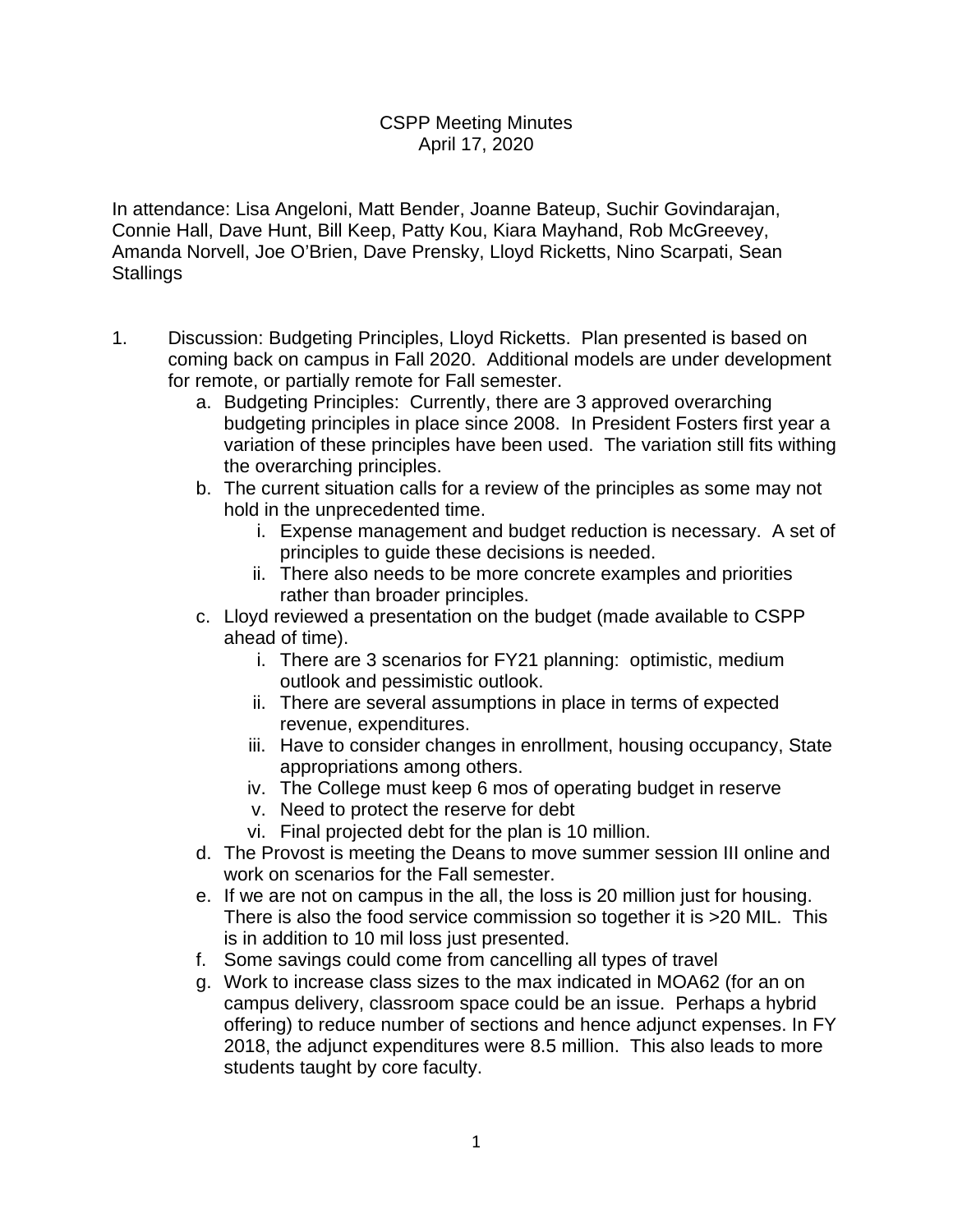CSPP Meeting Minutes
April 17, 2020

In attendance: Lisa Angeloni, Matt Bender, Joanne Bateup, Suchir Govindarajan, Connie Hall, Dave Hunt, Bill Keep, Patty Kou, Kiara Mayhand, Rob McGreevey, Amanda Norvell, Joe O'Brien, Dave Prensky, Lloyd Ricketts, Nino Scarpati, Sean Stallings

1. Discussion: Budgeting Principles, Lloyd Ricketts. Plan presented is based on coming back on campus in Fall 2020. Additional models are under development for remote, or partially remote for Fall semester.
    a. Budgeting Principles: Currently, there are 3 approved overarching budgeting principles in place since 2008. In President Fosters first year a variation of these principles have been used. The variation still fits withing the overarching principles.
    b. The current situation calls for a review of the principles as some may not hold in the unprecedented time.
        i. Expense management and budget reduction is necessary. A set of principles to guide these decisions is needed.
        ii. There also needs to be more concrete examples and priorities rather than broader principles.
    c. Lloyd reviewed a presentation on the budget (made available to CSPP ahead of time).
        i. There are 3 scenarios for FY21 planning: optimistic, medium outlook and pessimistic outlook.
        ii. There are several assumptions in place in terms of expected revenue, expenditures.
        iii. Have to consider changes in enrollment, housing occupancy, State appropriations among others.
        iv. The College must keep 6 mos of operating budget in reserve
        v. Need to protect the reserve for debt
        vi. Final projected debt for the plan is 10 million.
    d. The Provost is meeting the Deans to move summer session III online and work on scenarios for the Fall semester.
    e. If we are not on campus in the all, the loss is 20 million just for housing. There is also the food service commission so together it is >20 MIL. This is in addition to 10 mil loss just presented.
    f. Some savings could come from cancelling all types of travel
    g. Work to increase class sizes to the max indicated in MOA62 (for an on campus delivery, classroom space could be an issue. Perhaps a hybrid offering) to reduce number of sections and hence adjunct expenses. In FY 2018, the adjunct expenditures were 8.5 million. This also leads to more students taught by core faculty.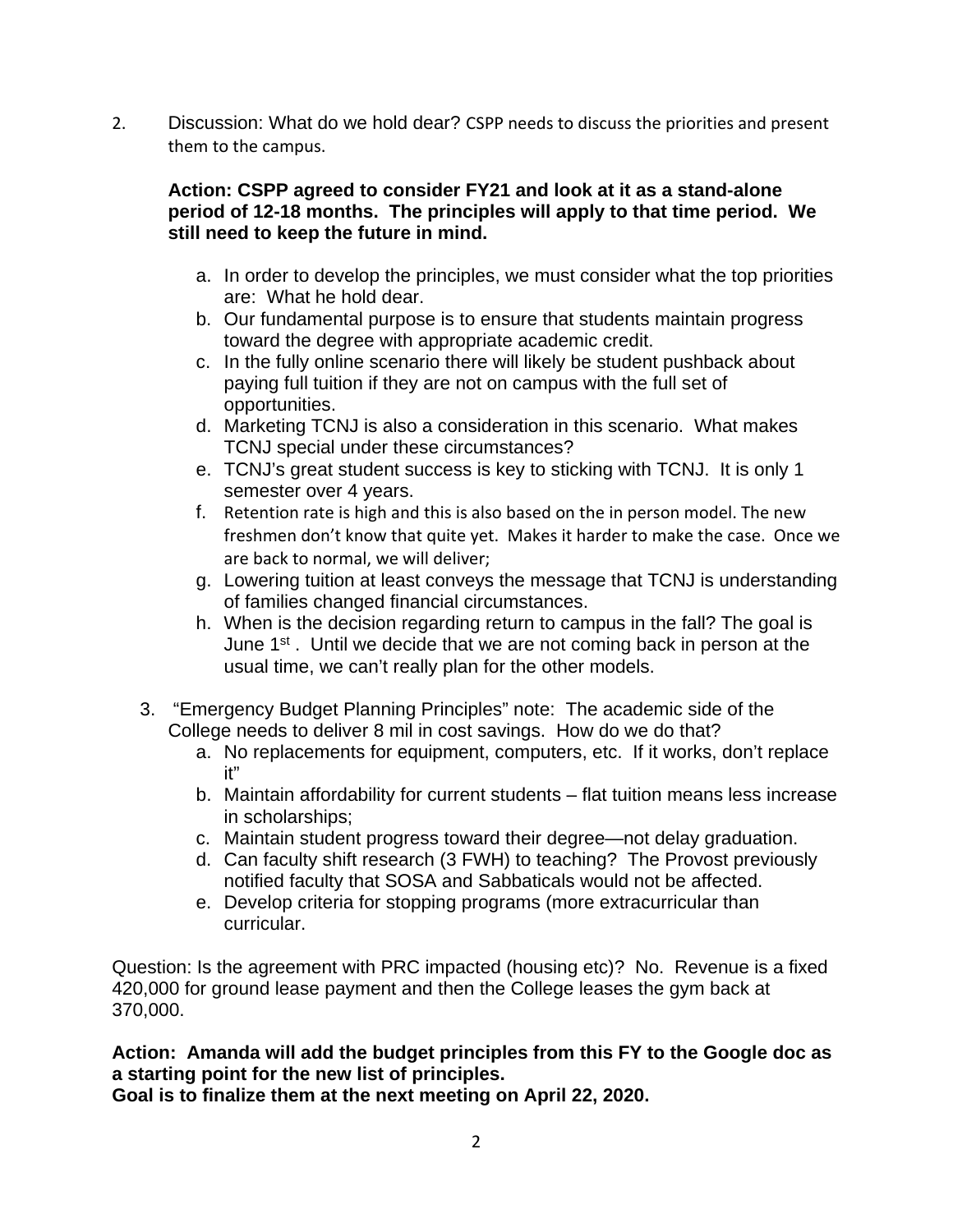2. Discussion: What do we hold dear? CSPP needs to discuss the priorities and present them to the campus.

   **Action: CSPP agreed to consider FY21 and look at it as a stand-alone period of 12-18 months. The principles will apply to that time period. We still need to keep the future in mind.**

   a. In order to develop the principles, we must consider what the top priorities are: What he hold dear.
   b. Our fundamental purpose is to ensure that students maintain progress toward the degree with appropriate academic credit.
   c. In the fully online scenario there will likely be student pushback about paying full tuition if they are not on campus with the full set of opportunities.
   d. Marketing TCNJ is also a consideration in this scenario. What makes TCNJ special under these circumstances?
   e. TCNJ's great student success is key to sticking with TCNJ. It is only 1 semester over 4 years.
   f. Retention rate is high and this is also based on the in person model. The new freshmen don't know that quite yet. Makes it harder to make the case. Once we are back to normal, we will deliver;
   g. Lowering tuition at least conveys the message that TCNJ is understanding of families changed financial circumstances.
   h. When is the decision regarding return to campus in the fall? The goal is June 1st . Until we decide that we are not coming back in person at the usual time, we can't really plan for the other models.

3. "Emergency Budget Planning Principles" note: The academic side of the College needs to deliver 8 mil in cost savings. How do we do that?
   a. No replacements for equipment, computers, etc. If it works, don't replace it"
   b. Maintain affordability for current students – flat tuition means less increase in scholarships;
   c. Maintain student progress toward their degree—not delay graduation.
   d. Can faculty shift research (3 FWH) to teaching? The Provost previously notified faculty that SOSA and Sabbaticals would not be affected.
   e. Develop criteria for stopping programs (more extracurricular than curricular.

Question: Is the agreement with PRC impacted (housing etc)? No. Revenue is a fixed 420,000 for ground lease payment and then the College leases the gym back at 370,000.

**Action: Amanda will add the budget principles from this FY to the Google doc as a starting point for the new list of principles.**
**Goal is to finalize them at the next meeting on April 22, 2020.**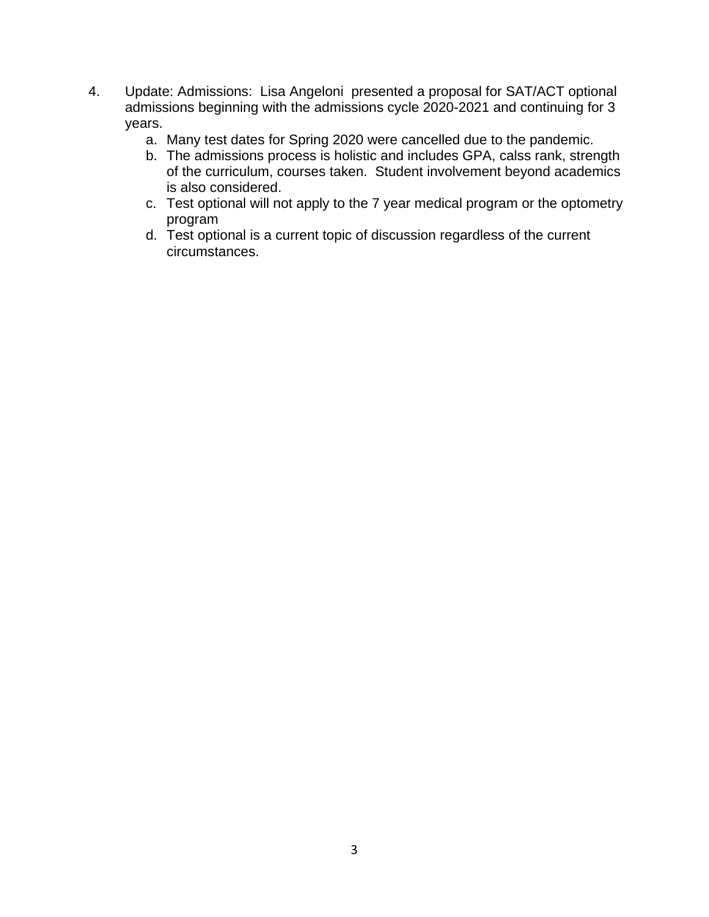4. Update: Admissions: Lisa Angeloni presented a proposal for SAT/ACT optional admissions beginning with the admissions cycle 2020-2021 and continuing for 3 years.
   a. Many test dates for Spring 2020 were cancelled due to the pandemic.
   b. The admissions process is holistic and includes GPA, calss rank, strength of the curriculum, courses taken. Student involvement beyond academics is also considered.
   c. Test optional will not apply to the 7 year medical program or the optometry program
   d. Test optional is a current topic of discussion regardless of the current circumstances.